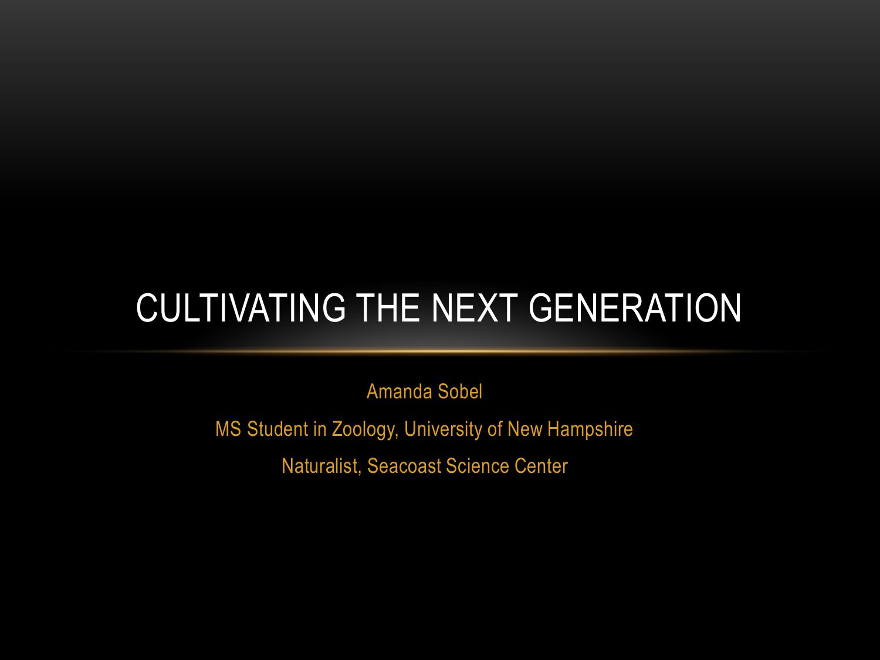# CULTIVATING THE NEXT GENERATION

Amanda Sobel

MS Student in Zoology, University of New Hampshire

Naturalist, Seacoast Science Center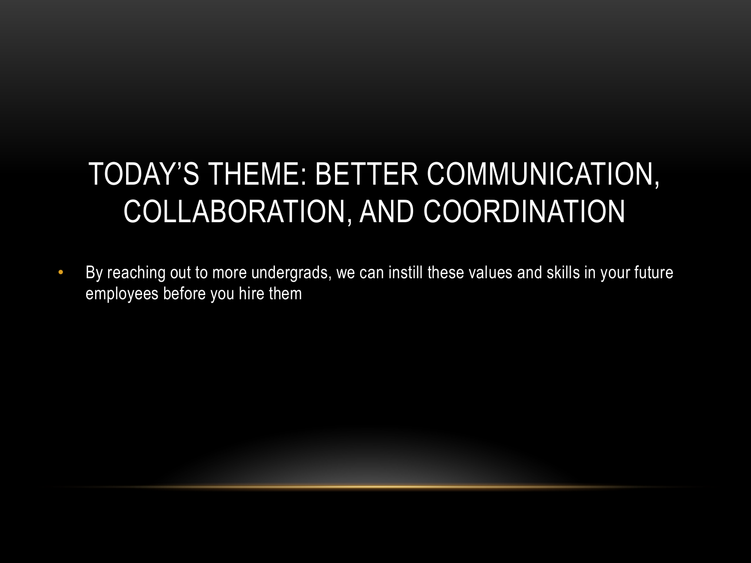# TODAY'S THEME: BETTER COMMUNICATION, COLLABORATION, AND COORDINATION

- By reaching out to more undergrads, we can instill these values and skills in your future employees before you hire them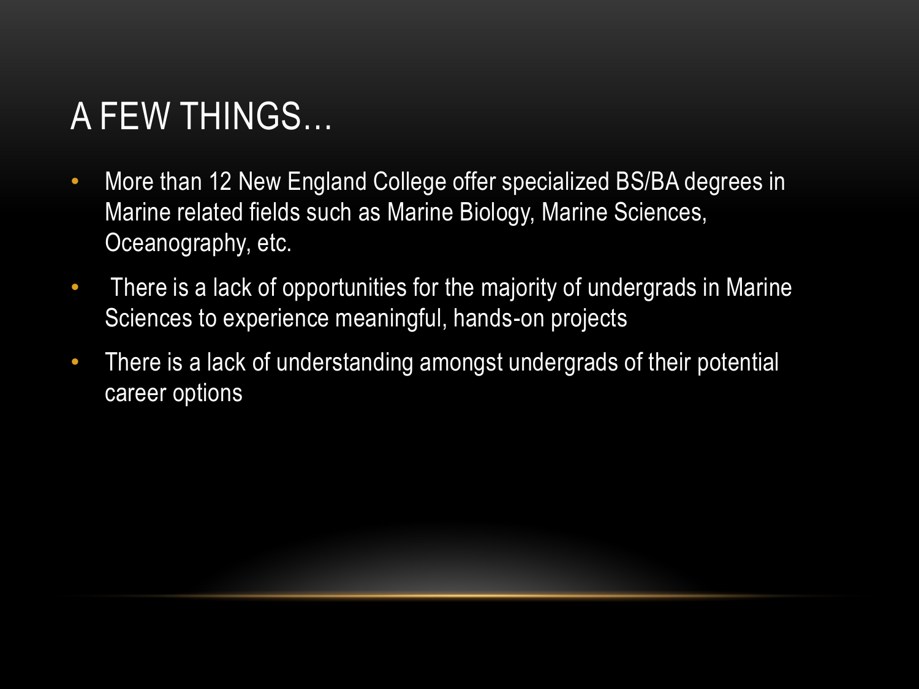# A FEW THINGS…

- More than 12 New England College offer specialized BS/BA degrees in Marine related fields such as Marine Biology, Marine Sciences, Oceanography, etc.
- There is a lack of opportunities for the majority of undergrads in Marine Sciences to experience meaningful, hands-on projects
- There is a lack of understanding amongst undergrads of their potential career options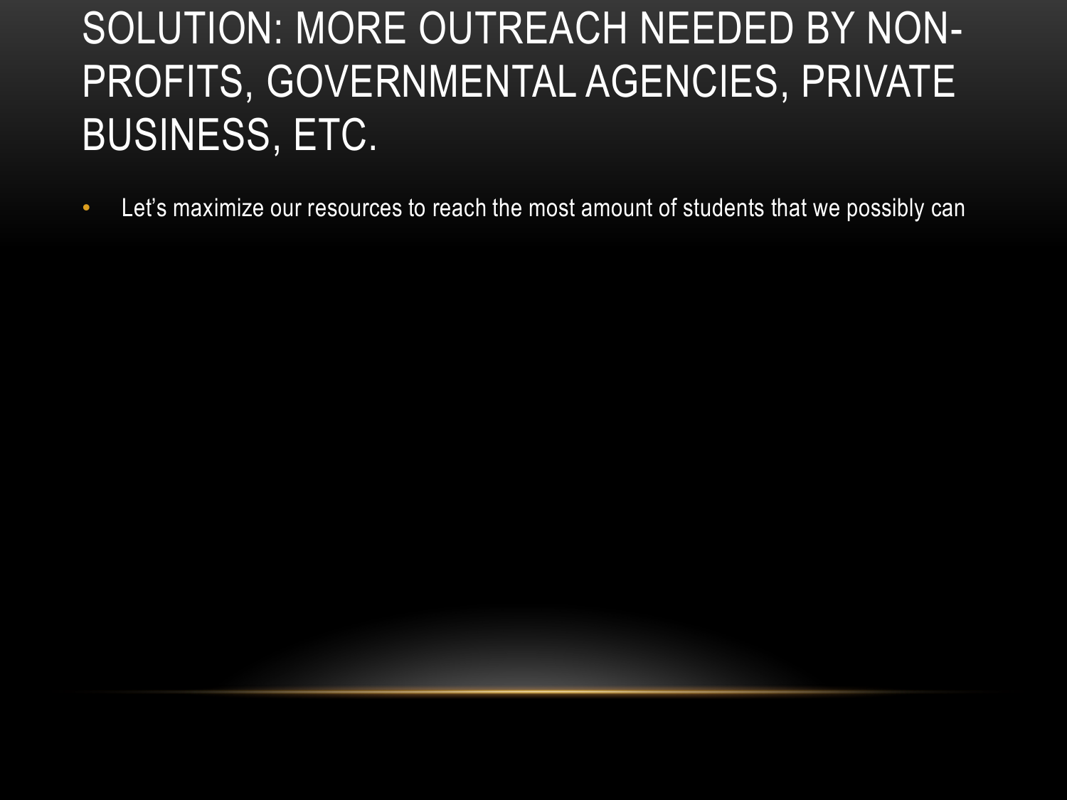# SOLUTION: MORE OUTREACH NEEDED BY NON-PROFITS, GOVERNMENTAL AGENCIES, PRIVATE BUSINESS, ETC.

- Let's maximize our resources to reach the most amount of students that we possibly can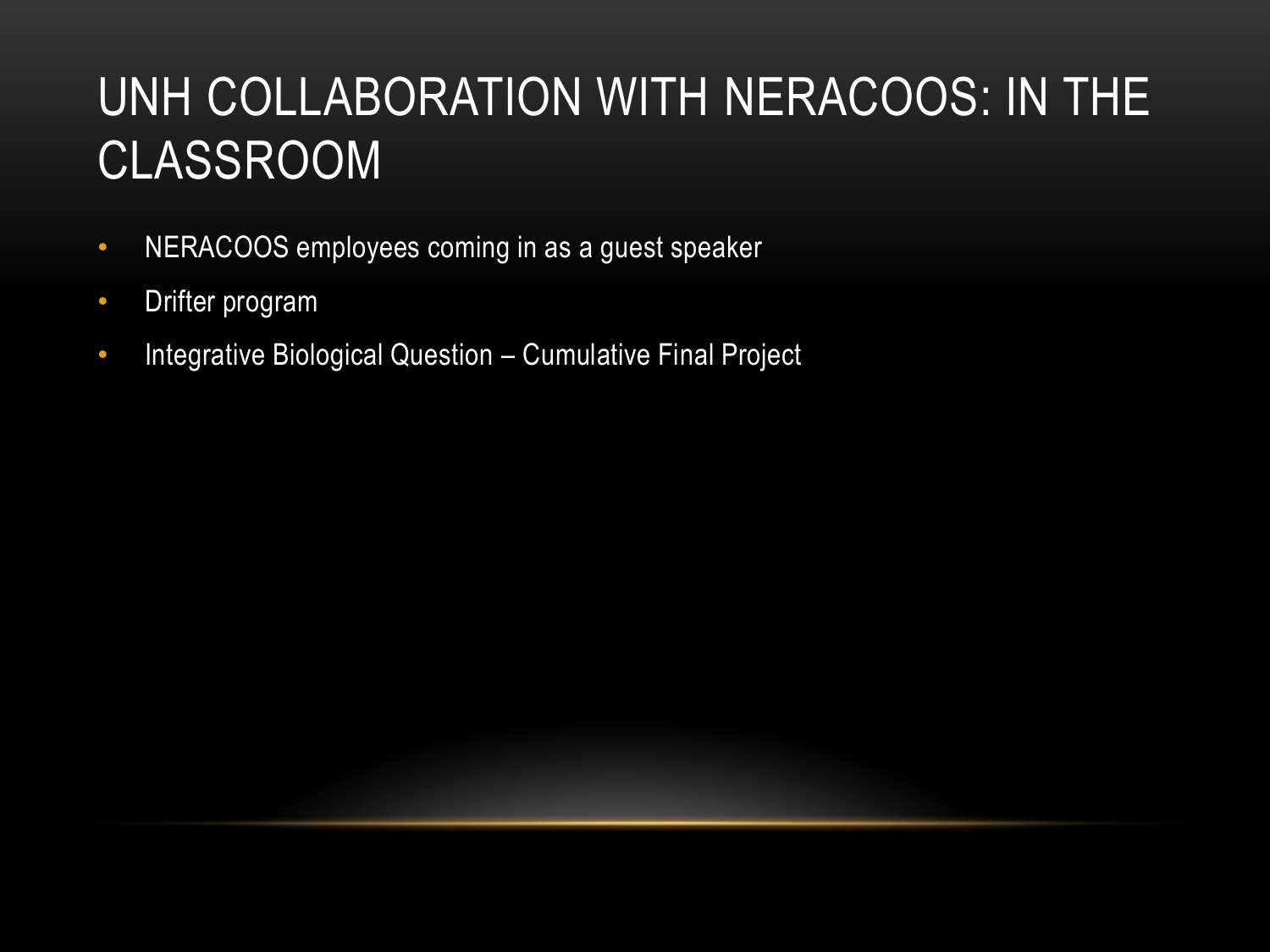# UNH COLLABORATION WITH NERACOOS: IN THE CLASSROOM

- NERACOOS employees coming in as a guest speaker
- Drifter program
- Integrative Biological Question – Cumulative Final Project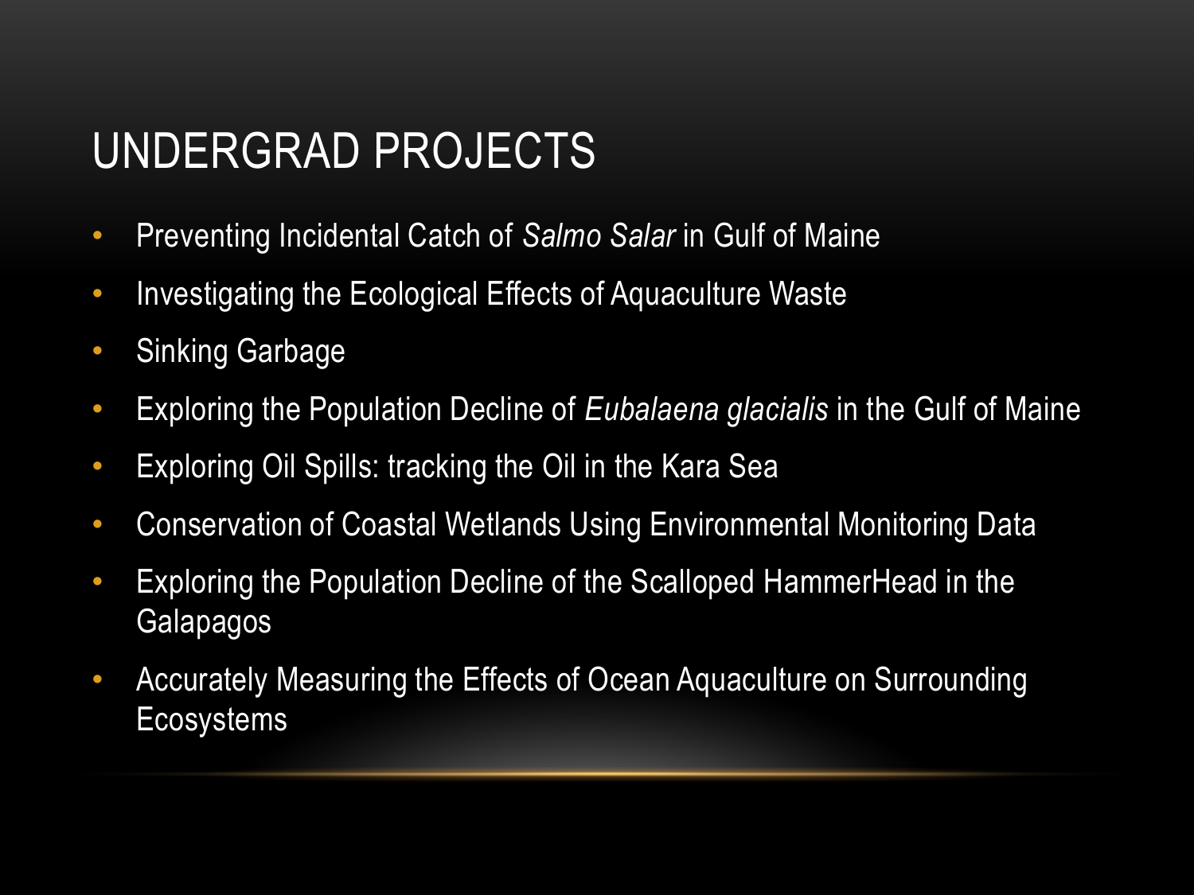# UNDERGRAD PROJECTS

- Preventing Incidental Catch of *Salmo Salar* in Gulf of Maine
- Investigating the Ecological Effects of Aquaculture Waste
- Sinking Garbage
- Exploring the Population Decline of *Eubalaena glacialis* in the Gulf of Maine
- Exploring Oil Spills: tracking the Oil in the Kara Sea
- Conservation of Coastal Wetlands Using Environmental Monitoring Data
- Exploring the Population Decline of the Scalloped HammerHead in the Galapagos
- Accurately Measuring the Effects of Ocean Aquaculture on Surrounding Ecosystems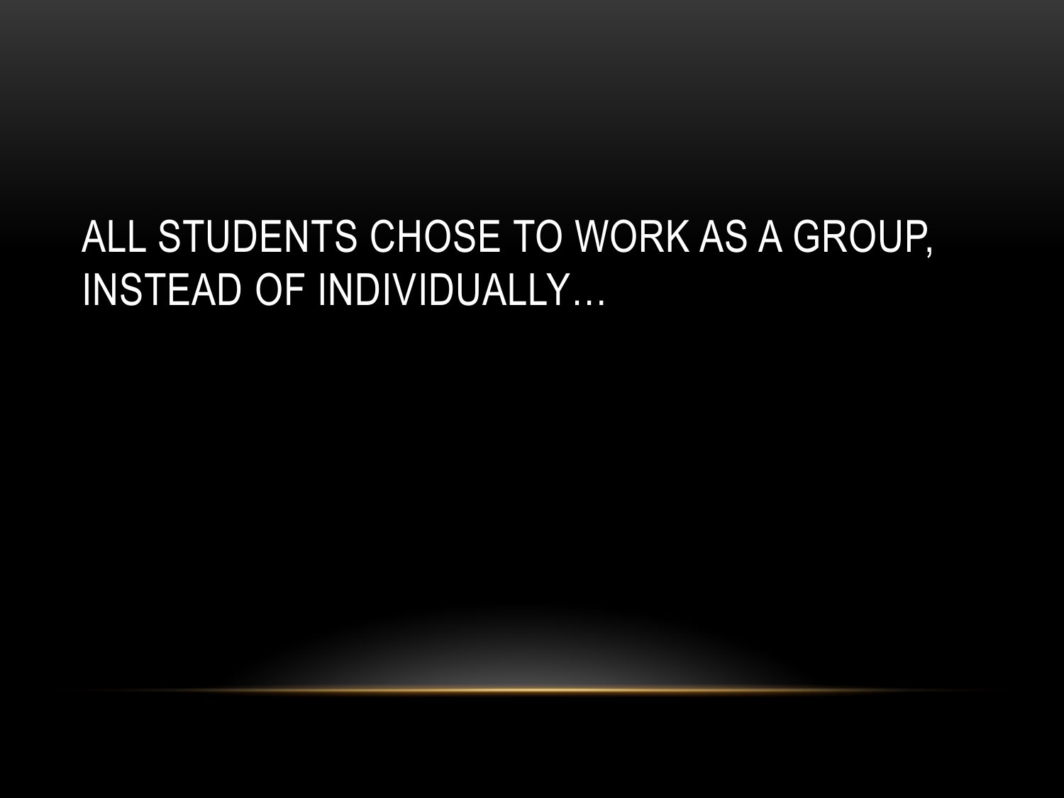# ALL STUDENTS CHOSE TO WORK AS A GROUP, INSTEAD OF INDIVIDUALLY…